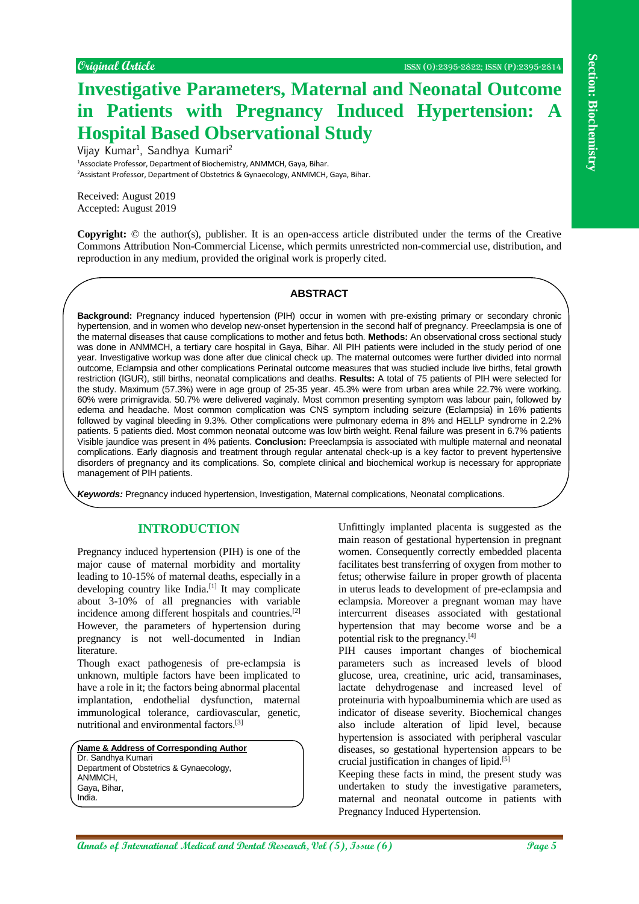Original Article

# Investigative Parameters, Maternal and Neonatal Outcome in Patients with Pregnancy Induced Hypertension: A Hospital Based Observational Study

Vijay Kumar[1], Sandhya Kumari[2]

[1]Associate Professor, Department of Biochemistry, ANMMCH, Gaya, Bihar.
[2]Assistant Professor, Department of Obstetrics & Gynaecology, ANMMCH, Gaya, Bihar.

Received: August 2019
Accepted: August 2019

**Copyright:** © the author(s), publisher. It is an open-access article distributed under the terms of the Creative Commons Attribution Non-Commercial License, which permits unrestricted non-commercial use, distribution, and reproduction in any medium, provided the original work is properly cited.

## ABSTRACT

**Background:** Pregnancy induced hypertension (PIH) occur in women with pre-existing primary or secondary chronic hypertension, and in women who develop new-onset hypertension in the second half of pregnancy. Preeclampsia is one of the maternal diseases that cause complications to mother and fetus both. **Methods:** An observational cross sectional study was done in ANMMCH, a tertiary care hospital in Gaya, Bihar. All PIH patients were included in the study period of one year. Investigative workup was done after due clinical check up. The maternal outcomes were further divided into normal outcome, Eclampsia and other complications Perinatal outcome measures that was studied include live births, fetal growth restriction (IGUR), still births, neonatal complications and deaths. **Results:** A total of 75 patients of PIH were selected for the study. Maximum (57.3%) were in age group of 25-35 year. 45.3% were from urban area while 22.7% were working. 60% were primigravida. 50.7% were delivered vaginaly. Most common presenting symptom was labour pain, followed by edema and headache. Most common complication was CNS symptom including seizure (Eclampsia) in 16% patients followed by vaginal bleeding in 9.3%. Other complications were pulmonary edema in 8% and HELLP syndrome in 2.2% patients. 5 patients died. Most common neonatal outcome was low birth weight. Renal failure was present in 6.7% patients Visible jaundice was present in 4% patients. **Conclusion:** Preeclampsia is associated with multiple maternal and neonatal complications. Early diagnosis and treatment through regular antenatal check-up is a key factor to prevent hypertensive disorders of pregnancy and its complications. So, complete clinical and biochemical workup is necessary for appropriate management of PIH patients.

***Keywords:*** Pregnancy induced hypertension, Investigation, Maternal complications, Neonatal complications.

## INTRODUCTION

Pregnancy induced hypertension (PIH) is one of the major cause of maternal morbidity and mortality leading to 10-15% of maternal deaths, especially in a developing country like India.[1] It may complicate about 3-10% of all pregnancies with variable incidence among different hospitals and countries.[2] However, the parameters of hypertension during pregnancy is not well-documented in Indian literature.

Though exact pathogenesis of pre-eclampsia is unknown, multiple factors have been implicated to have a role in it; the factors being abnormal placental implantation, endothelial dysfunction, maternal immunological tolerance, cardiovascular, genetic, nutritional and environmental factors.[3]

Unfittingly implanted placenta is suggested as the main reason of gestational hypertension in pregnant women. Consequently correctly embedded placenta facilitates best transferring of oxygen from mother to fetus; otherwise failure in proper growth of placenta in uterus leads to development of pre-eclampsia and eclampsia. Moreover a pregnant woman may have intercurrent diseases associated with gestational hypertension that may become worse and be a potential risk to the pregnancy.[4]

PIH causes important changes of biochemical parameters such as increased levels of blood glucose, urea, creatinine, uric acid, transaminases, lactate dehydrogenase and increased level of proteinuria with hypoalbuminemia which are used as indicator of disease severity. Biochemical changes also include alteration of lipid level, because hypertension is associated with peripheral vascular diseases, so gestational hypertension appears to be crucial justification in changes of lipid.[5]

Keeping these facts in mind, the present study was undertaken to study the investigative parameters, maternal and neonatal outcome in patients with Pregnancy Induced Hypertension.

**Name & Address of Corresponding Author**
Dr. Sandhya Kumari
Department of Obstetrics & Gynaecology,
ANMMCH,
Gaya, Bihar,
India.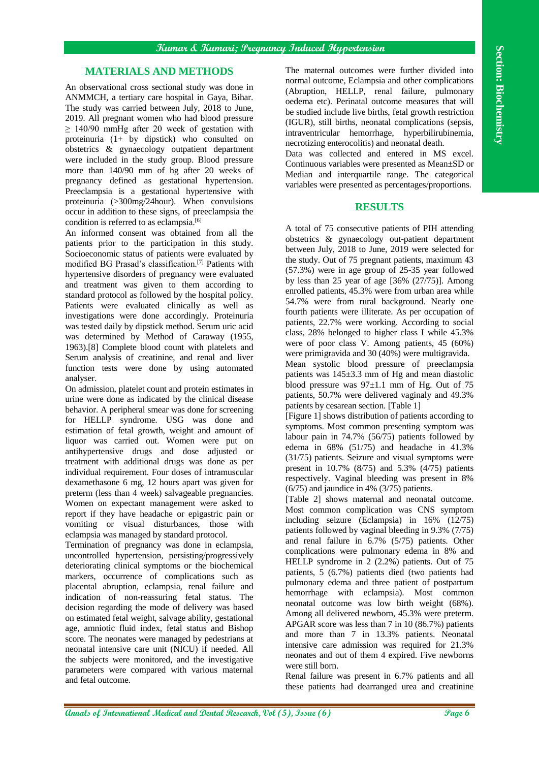## MATERIALS AND METHODS

An observational cross sectional study was done in ANMMCH, a tertiary care hospital in Gaya, Bihar. The study was carried between July, 2018 to June, 2019. All pregnant women who had blood pressure ≥ 140/90 mmHg after 20 week of gestation with proteinuria (1+ by dipstick) who consulted on obstetrics & gynaecology outpatient department were included in the study group. Blood pressure more than 140/90 mm of hg after 20 weeks of pregnancy defined as gestational hypertension. Preeclampsia is a gestational hypertensive with proteinuria (>300mg/24hour). When convulsions occur in addition to these signs, of preeclampsia the condition is referred to as eclampsia.[6]

An informed consent was obtained from all the patients prior to the participation in this study. Socioeconomic status of patients were evaluated by modified BG Prasad's classification.[7] Patients with hypertensive disorders of pregnancy were evaluated and treatment was given to them according to standard protocol as followed by the hospital policy. Patients were evaluated clinically as well as investigations were done accordingly. Proteinuria was tested daily by dipstick method. Serum uric acid was determined by Method of Caraway (1955, 1963).[8] Complete blood count with platelets and Serum analysis of creatinine, and renal and liver function tests were done by using automated analyser.

On admission, platelet count and protein estimates in urine were done as indicated by the clinical disease behavior. A peripheral smear was done for screening for HELLP syndrome. USG was done and estimation of fetal growth, weight and amount of liquor was carried out. Women were put on antihypertensive drugs and dose adjusted or treatment with additional drugs was done as per individual requirement. Four doses of intramuscular dexamethasone 6 mg, 12 hours apart was given for preterm (less than 4 week) salvageable pregnancies. Women on expectant management were asked to report if they have headache or epigastric pain or vomiting or visual disturbances, those with eclampsia was managed by standard protocol.

Termination of pregnancy was done in eclampsia, uncontrolled hypertension, persisting/progressively deteriorating clinical symptoms or the biochemical markers, occurrence of complications such as placental abruption, eclampsia, renal failure and indication of non-reassuring fetal status. The decision regarding the mode of delivery was based on estimated fetal weight, salvage ability, gestational age, amniotic fluid index, fetal status and Bishop score. The neonates were managed by pedestrians at neonatal intensive care unit (NICU) if needed. All the subjects were monitored, and the investigative parameters were compared with various maternal and fetal outcome.

The maternal outcomes were further divided into normal outcome, Eclampsia and other complications (Abruption, HELLP, renal failure, pulmonary oedema etc). Perinatal outcome measures that will be studied include live births, fetal growth restriction (IGUR), still births, neonatal complications (sepsis, intraventricular hemorrhage, hyperbilirubinemia, necrotizing enterocolitis) and neonatal death.

Data was collected and entered in MS excel. Continuous variables were presented as Mean±SD or Median and interquartile range. The categorical variables were presented as percentages/proportions.

## RESULTS

A total of 75 consecutive patients of PIH attending obstetrics & gynaecology out-patient department between July, 2018 to June, 2019 were selected for the study. Out of 75 pregnant patients, maximum 43 (57.3%) were in age group of 25-35 year followed by less than 25 year of age [36% (27/75)]. Among enrolled patients, 45.3% were from urban area while 54.7% were from rural background. Nearly one fourth patients were illiterate. As per occupation of patients, 22.7% were working. According to social class, 28% belonged to higher class I while 45.3% were of poor class V. Among patients, 45 (60%) were primigravida and 30 (40%) were multigravida.

Mean systolic blood pressure of preeclampsia patients was 145±3.3 mm of Hg and mean diastolic blood pressure was 97±1.1 mm of Hg. Out of 75 patients, 50.7% were delivered vaginaly and 49.3% patients by cesarean section. [Table 1]

[Figure 1] shows distribution of patients according to symptoms. Most common presenting symptom was labour pain in 74.7% (56/75) patients followed by edema in 68% (51/75) and headache in 41.3% (31/75) patients. Seizure and visual symptoms were present in 10.7% (8/75) and 5.3% (4/75) patients respectively. Vaginal bleeding was present in 8% (6/75) and jaundice in 4% (3/75) patients.

[Table 2] shows maternal and neonatal outcome. Most common complication was CNS symptom including seizure (Eclampsia) in 16% (12/75) patients followed by vaginal bleeding in 9.3% (7/75) and renal failure in 6.7% (5/75) patients. Other complications were pulmonary edema in 8% and HELLP syndrome in 2 (2.2%) patients. Out of 75 patients, 5 (6.7%) patients died (two patients had pulmonary edema and three patient of postpartum hemorrhage with eclampsia). Most common neonatal outcome was low birth weight (68%). Among all delivered newborn, 45.3% were preterm. APGAR score was less than 7 in 10 (86.7%) patients and more than 7 in 13.3% patients. Neonatal intensive care admission was required for 21.3% neonates and out of them 4 expired. Five newborns were still born.

Renal failure was present in 6.7% patients and all these patients had dearranged urea and creatinine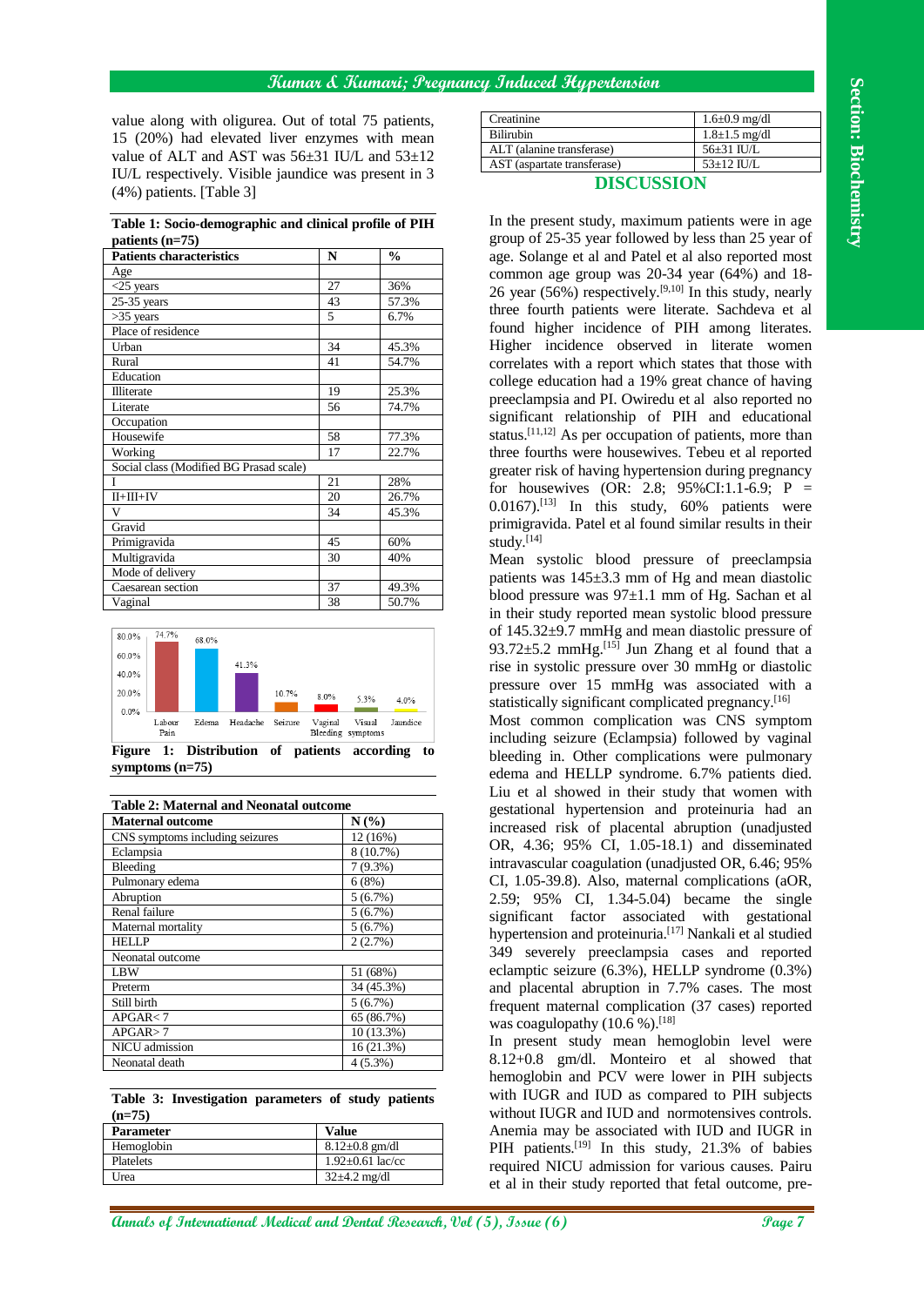value along with oligurea. Out of total 75 patients, 15 (20%) had elevated liver enzymes with mean value of ALT and AST was 56±31 IU/L and 53±12 IU/L respectively. Visible jaundice was present in 3 (4%) patients. [Table 3]

**Table 1: Socio-demographic and clinical profile of PIH patients (n=75)**

| Patients characteristics | N | % |
|---|---|---|
| Age | | |
| <25 years | 27 | 36% |
| 25-35 years | 43 | 57.3% |
| >35 years | 5 | 6.7% |
| Place of residence | | |
| Urban | 34 | 45.3% |
| Rural | 41 | 54.7% |
| Education | | |
| Illiterate | 19 | 25.3% |
| Literate | 56 | 74.7% |
| Occupation | | |
| Housewife | 58 | 77.3% |
| Working | 17 | 22.7% |
| Social class (Modified BG Prasad scale) | | |
| I | 21 | 28% |
| II+III+IV | 20 | 26.7% |
| V | 34 | 45.3% |
| Gravid | | |
| Primigravida | 45 | 60% |
| Multigravida | 30 | 40% |
| Mode of delivery | | |
| Caesarean section | 37 | 49.3% |
| Vaginal | 38 | 50.7% |

**Figure 1: Distribution of patients according to symptoms (n=75)**

**Table 2: Maternal and Neonatal outcome**

| Maternal outcome | N (%) |
|---|---|
| CNS symptoms including seizures | 12 (16%) |
| Eclampsia | 8 (10.7%) |
| Bleeding | 7 (9.3%) |
| Pulmonary edema | 6 (8%) |
| Abruption | 5 (6.7%) |
| Renal failure | 5 (6.7%) |
| Maternal mortality | 5 (6.7%) |
| HELLP | 2 (2.7%) |
| Neonatal outcome | |
| LBW | 51 (68%) |
| Preterm | 34 (45.3%) |
| Still birth | 5 (6.7%) |
| APGAR< 7 | 65 (86.7%) |
| APGAR> 7 | 10 (13.3%) |
| NICU admission | 16 (21.3%) |
| Neonatal death | 4 (5.3%) |

**Table 3: Investigation parameters of study patients (n=75)**

| Parameter | Value |
|---|---|
| Hemoglobin | 8.12±0.8 gm/dl |
| Platelets | 1.92±0.61 lac/cc |
| Urea | 32±4.2 mg/dl |
| Creatinine | 1.6±0.9 mg/dl |
| Bilirubin | 1.8±1.5 mg/dl |
| ALT (alanine transferase) | 56±31 IU/L |
| AST (aspartate transferase) | 53±12 IU/L |

## DISCUSSION

In the present study, maximum patients were in age group of 25-35 year followed by less than 25 year of age. Solange et al and Patel et al also reported most common age group was 20-34 year (64%) and 18-26 year (56%) respectively.[9,10] In this study, nearly three fourth patients were literate. Sachdeva et al found higher incidence of PIH among literates. Higher incidence observed in literate women correlates with a report which states that those with college education had a 19% great chance of having preeclampsia and PI. Owiredu et al also reported no significant relationship of PIH and educational status.[11,12] As per occupation of patients, more than three fourths were housewives. Tebeu et al reported greater risk of having hypertension during pregnancy for housewives (OR: 2.8; 95%CI:1.1-6.9; P = 0.0167).[13] In this study, 60% patients were primigravida. Patel et al found similar results in their study.[14]

Mean systolic blood pressure of preeclampsia patients was 145±3.3 mm of Hg and mean diastolic blood pressure was 97±1.1 mm of Hg. Sachan et al in their study reported mean systolic blood pressure of 145.32±9.7 mmHg and mean diastolic pressure of 93.72±5.2 mmHg.[15] Jun Zhang et al found that a rise in systolic pressure over 30 mmHg or diastolic pressure over 15 mmHg was associated with a statistically significant complicated pregnancy.[16]

Most common complication was CNS symptom including seizure (Eclampsia) followed by vaginal bleeding in. Other complications were pulmonary edema and HELLP syndrome. 6.7% patients died. Liu et al showed in their study that women with gestational hypertension and proteinuria had an increased risk of placental abruption (unadjusted OR, 4.36; 95% CI, 1.05-18.1) and disseminated intravascular coagulation (unadjusted OR, 6.46; 95% CI, 1.05-39.8). Also, maternal complications (aOR, 2.59; 95% CI, 1.34-5.04) became the single significant factor associated with gestational hypertension and proteinuria.[17] Nankali et al studied 349 severely preeclampsia cases and reported eclamptic seizure (6.3%), HELLP syndrome (0.3%) and placental abruption in 7.7% cases. The most frequent maternal complication (37 cases) reported was coagulopathy (10.6 %).[18]

In present study mean hemoglobin level were 8.12+0.8 gm/dl. Monteiro et al showed that hemoglobin and PCV were lower in PIH subjects with IUGR and IUD as compared to PIH subjects without IUGR and IUD and normotensives controls. Anemia may be associated with IUD and IUGR in PIH patients.[19] In this study, 21.3% of babies required NICU admission for various causes. Pairu et al in their study reported that fetal outcome, pre-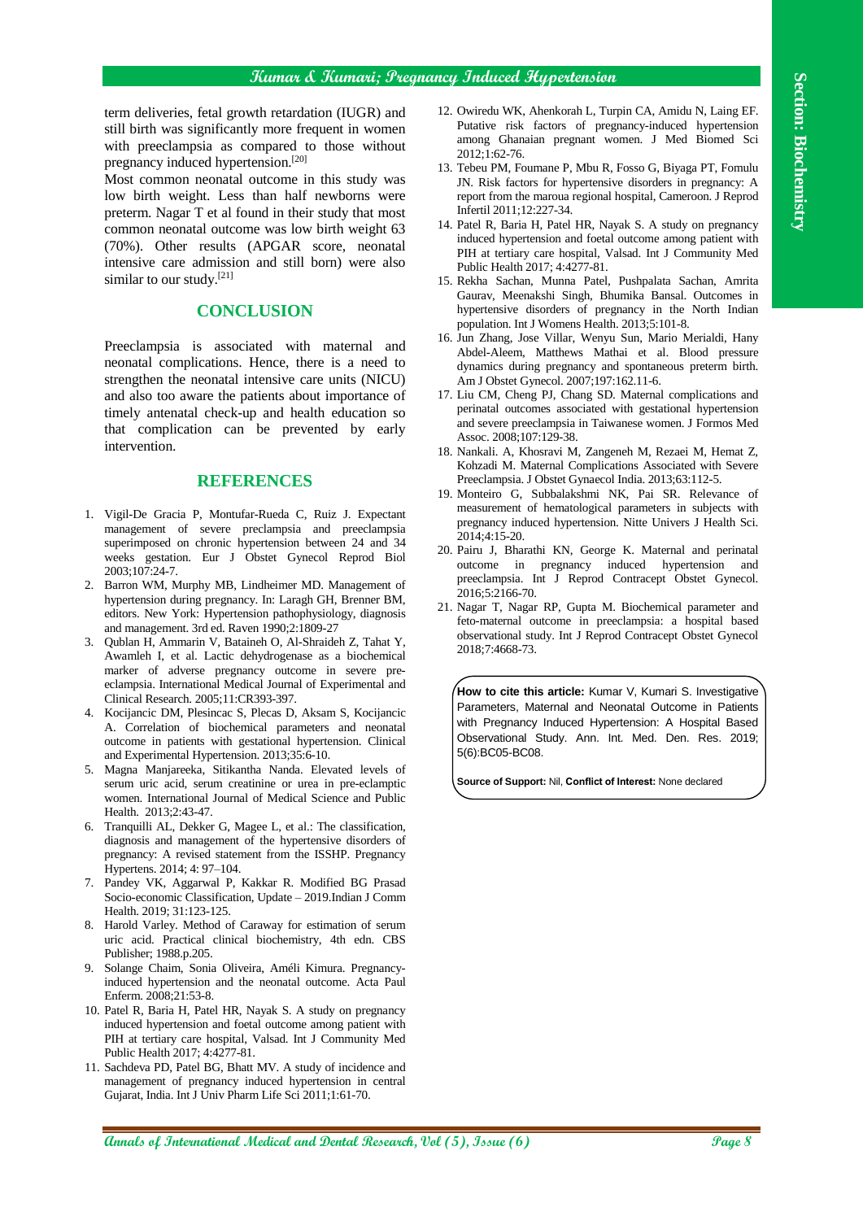term deliveries, fetal growth retardation (IUGR) and still birth was significantly more frequent in women with preeclampsia as compared to those without pregnancy induced hypertension.[20]

Most common neonatal outcome in this study was low birth weight. Less than half newborns were preterm. Nagar T et al found in their study that most common neonatal outcome was low birth weight 63 (70%). Other results (APGAR score, neonatal intensive care admission and still born) were also similar to our study.[21]

## CONCLUSION

Preeclampsia is associated with maternal and neonatal complications. Hence, there is a need to strengthen the neonatal intensive care units (NICU) and also too aware the patients about importance of timely antenatal check-up and health education so that complication can be prevented by early intervention.

## REFERENCES

1. Vigil-De Gracia P, Montufar-Rueda C, Ruiz J. Expectant management of severe preclampsia and preeclampsia superimposed on chronic hypertension between 24 and 34 weeks gestation. Eur J Obstet Gynecol Reprod Biol 2003;107:24-7.
2. Barron WM, Murphy MB, Lindheimer MD. Management of hypertension during pregnancy. In: Laragh GH, Brenner BM, editors. New York: Hypertension pathophysiology, diagnosis and management. 3rd ed. Raven 1990;2:1809-27
3. Qublan H, Ammarin V, Bataineh O, Al-Shraideh Z, Tahat Y, Awamleh I, et al. Lactic dehydrogenase as a biochemical marker of adverse pregnancy outcome in severe pre-eclampsia. International Medical Journal of Experimental and Clinical Research. 2005;11:CR393-397.
4. Kocijancic DM, Plesincac S, Plecas D, Aksam S, Kocijancic A. Correlation of biochemical parameters and neonatal outcome in patients with gestational hypertension. Clinical and Experimental Hypertension. 2013;35:6-10.
5. Magna Manjareeka, Sitikantha Nanda. Elevated levels of serum uric acid, serum creatinine or urea in pre-eclamptic women. International Journal of Medical Science and Public Health. 2013;2:43-47.
6. Tranquilli AL, Dekker G, Magee L, et al.: The classification, diagnosis and management of the hypertensive disorders of pregnancy: A revised statement from the ISSHP. Pregnancy Hypertens. 2014; 4: 97–104.
7. Pandey VK, Aggarwal P, Kakkar R. Modified BG Prasad Socio-economic Classification, Update – 2019.Indian J Comm Health. 2019; 31:123-125.
8. Harold Varley. Method of Caraway for estimation of serum uric acid. Practical clinical biochemistry, 4th edn. CBS Publisher; 1988.p.205.
9. Solange Chaim, Sonia Oliveira, Améli Kimura. Pregnancy-induced hypertension and the neonatal outcome. Acta Paul Enferm. 2008;21:53-8.
10. Patel R, Baria H, Patel HR, Nayak S. A study on pregnancy induced hypertension and foetal outcome among patient with PIH at tertiary care hospital, Valsad. Int J Community Med Public Health 2017; 4:4277-81.
11. Sachdeva PD, Patel BG, Bhatt MV. A study of incidence and management of pregnancy induced hypertension in central Gujarat, India. Int J Univ Pharm Life Sci 2011;1:61-70.
12. Owiredu WK, Ahenkorah L, Turpin CA, Amidu N, Laing EF. Putative risk factors of pregnancy-induced hypertension among Ghanaian pregnant women. J Med Biomed Sci 2012;1:62-76.
13. Tebeu PM, Foumane P, Mbu R, Fosso G, Biyaga PT, Fomulu JN. Risk factors for hypertensive disorders in pregnancy: A report from the maroua regional hospital, Cameroon. J Reprod Infertil 2011;12:227-34.
14. Patel R, Baria H, Patel HR, Nayak S. A study on pregnancy induced hypertension and foetal outcome among patient with PIH at tertiary care hospital, Valsad. Int J Community Med Public Health 2017; 4:4277-81.
15. Rekha Sachan, Munna Patel, Pushpalata Sachan, Amrita Gaurav, Meenakshi Singh, Bhumika Bansal. Outcomes in hypertensive disorders of pregnancy in the North Indian population. Int J Womens Health. 2013;5:101-8.
16. Jun Zhang, Jose Villar, Wenyu Sun, Mario Merialdi, Hany Abdel-Aleem, Matthews Mathai et al. Blood pressure dynamics during pregnancy and spontaneous preterm birth. Am J Obstet Gynecol. 2007;197:162.11-6.
17. Liu CM, Cheng PJ, Chang SD. Maternal complications and perinatal outcomes associated with gestational hypertension and severe preeclampsia in Taiwanese women. J Formos Med Assoc. 2008;107:129-38.
18. Nankali. A, Khosravi M, Zangeneh M, Rezaei M, Hemat Z, Kohzadi M. Maternal Complications Associated with Severe Preeclampsia. J Obstet Gynaecol India. 2013;63:112-5.
19. Monteiro G, Subbalakshmi NK, Pai SR. Relevance of measurement of hematological parameters in subjects with pregnancy induced hypertension. Nitte Univers J Health Sci. 2014;4:15-20.
20. Pairu J, Bharathi KN, George K. Maternal and perinatal outcome in pregnancy induced hypertension and preeclampsia. Int J Reprod Contracept Obstet Gynecol. 2016;5:2166-70.
21. Nagar T, Nagar RP, Gupta M. Biochemical parameter and feto-maternal outcome in preeclampsia: a hospital based observational study. Int J Reprod Contracept Obstet Gynecol 2018;7:4668-73.

**How to cite this article:** Kumar V, Kumari S. Investigative Parameters, Maternal and Neonatal Outcome in Patients with Pregnancy Induced Hypertension: A Hospital Based Observational Study. Ann. Int. Med. Den. Res. 2019; 5(6):BC05-BC08.

**Source of Support:** Nil, **Conflict of Interest:** None declared